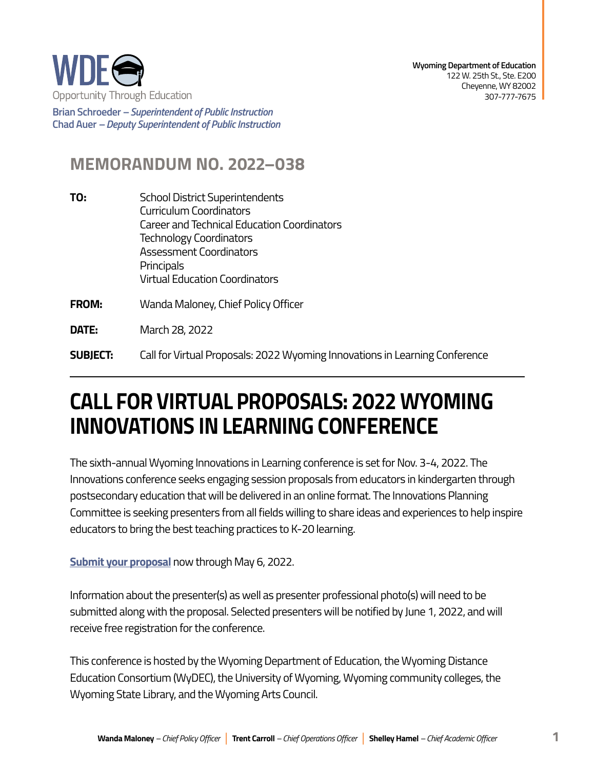WDE
Opportunity Through Education

**Brian Schroeder** – *Superintendent of Public Instruction*
**Chad Auer** – *Deputy Superintendent of Public Instruction*

**Wyoming Department of Education**
122 W. 25th St., Ste. E200
Cheyenne, WY 82002
307-777-7675

## MEMORANDUM NO. 2022–038

**TO:** School District Superintendents
Curriculum Coordinators
Career and Technical Education Coordinators
Technology Coordinators
Assessment Coordinators
Principals
Virtual Education Coordinators

**FROM:** Wanda Maloney, Chief Policy Officer

**DATE:** March 28, 2022

**SUBJECT:** Call for Virtual Proposals: 2022 Wyoming Innovations in Learning Conference

# CALL FOR VIRTUAL PROPOSALS: 2022 WYOMING INNOVATIONS IN LEARNING CONFERENCE

The sixth-annual Wyoming Innovations in Learning conference is set for Nov. 3-4, 2022. The Innovations conference seeks engaging session proposals from educators in kindergarten through postsecondary education that will be delivered in an online format. The Innovations Planning Committee is seeking presenters from all fields willing to share ideas and experiences to help inspire educators to bring the best teaching practices to K-20 learning.

**Submit your proposal** now through May 6, 2022.

Information about the presenter(s) as well as presenter professional photo(s) will need to be submitted along with the proposal. Selected presenters will be notified by June 1, 2022, and will receive free registration for the conference.

This conference is hosted by the Wyoming Department of Education, the Wyoming Distance Education Consortium (WyDEC), the University of Wyoming, Wyoming community colleges, the Wyoming State Library, and the Wyoming Arts Council.

**Wanda Maloney** – *Chief Policy Officer* | **Trent Carroll** – *Chief Operations Officer* | **Shelley Hamel** – *Chief Academic Officer*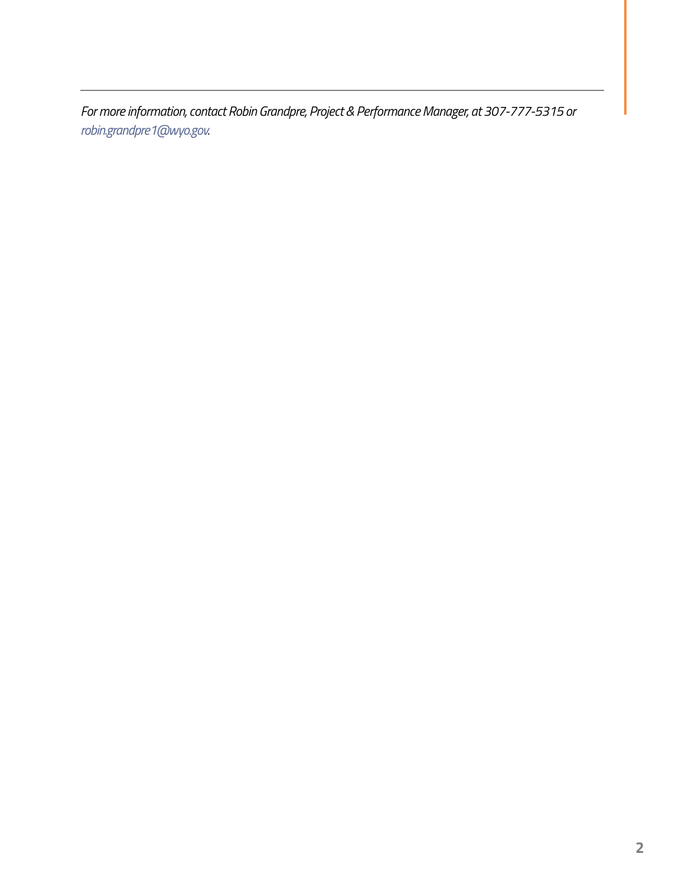---

*For more information, contact Robin Grandpre, Project & Performance Manager, at 307-777-5315 or robin.grandpre1@wyo.gov.*